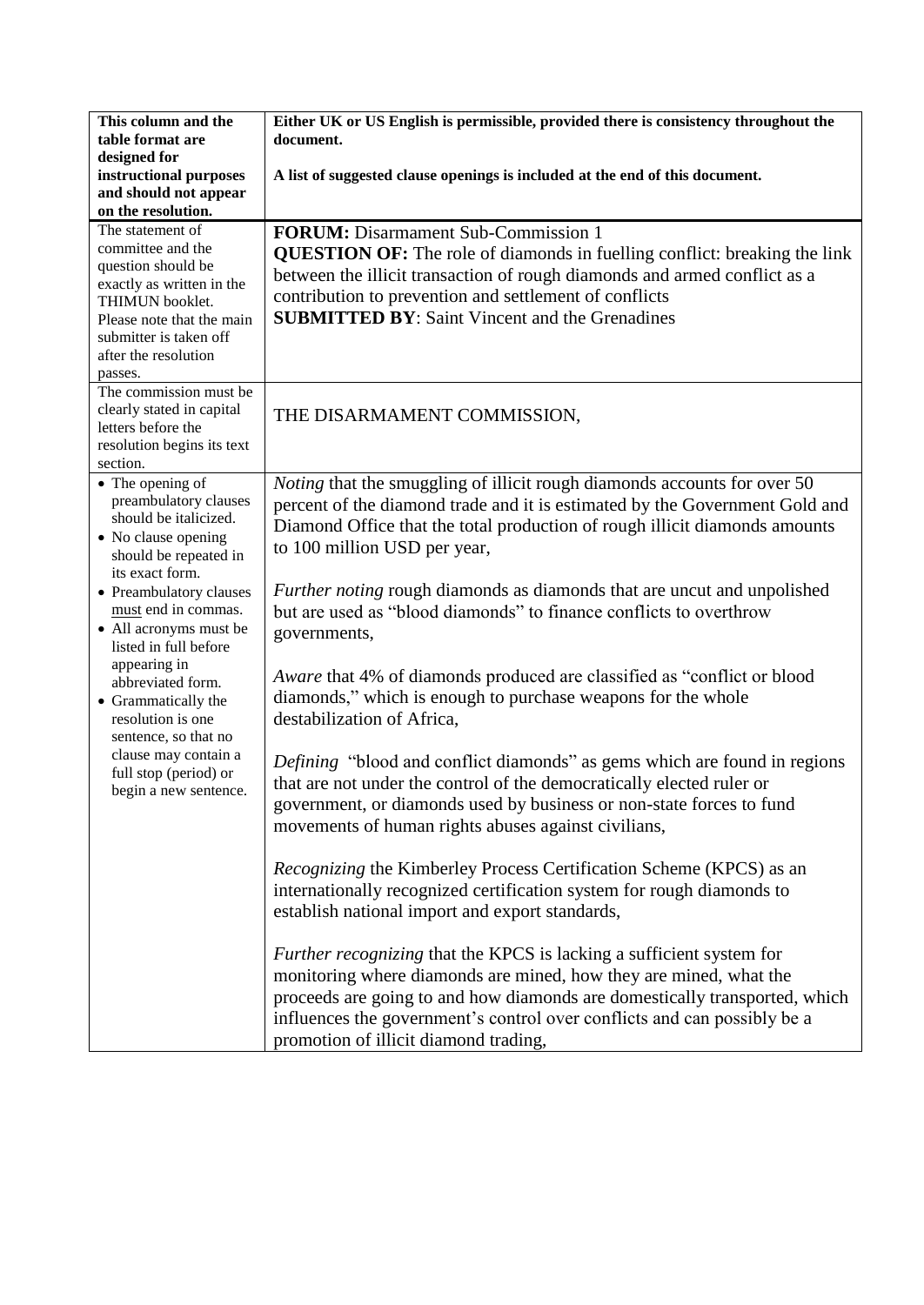| This column and the table format are designed for instructional purposes and should not appear on the resolution. | **Either UK or US English is permissible, provided there is consistency throughout the document.**<br><br>**A list of suggested clause openings is included at the end of this document.** |
|---|---|
| The statement of committee and the question should be exactly as written in the THIMUN booklet. Please note that the main submitter is taken off after the resolution passes. | **FORUM:** Disarmament Sub-Commission 1<br>**QUESTION OF:** The role of diamonds in fuelling conflict: breaking the link between the illicit transaction of rough diamonds and armed conflict as a contribution to prevention and settlement of conflicts<br>**SUBMITTED BY**: Saint Vincent and the Grenadines |
| The commission must be clearly stated in capital letters before the resolution begins its text section. | THE DISARMAMENT COMMISSION, |
| • The opening of preambulatory clauses should be italicized.<br>• No clause opening should be repeated in its exact form.<br>• Preambulatory clauses must end in commas.<br>• All acronyms must be listed in full before appearing in abbreviated form.<br>• Grammatically the resolution is one sentence, so that no clause may contain a full stop (period) or begin a new sentence. | *Noting* that the smuggling of illicit rough diamonds accounts for over 50 percent of the diamond trade and it is estimated by the Government Gold and Diamond Office that the total production of rough illicit diamonds amounts to 100 million USD per year,<br><br>*Further noting* rough diamonds as diamonds that are uncut and unpolished but are used as "blood diamonds" to finance conflicts to overthrow governments,<br><br>*Aware* that 4% of diamonds produced are classified as "conflict or blood diamonds," which is enough to purchase weapons for the whole destabilization of Africa,<br><br>*Defining* "blood and conflict diamonds" as gems which are found in regions that are not under the control of the democratically elected ruler or government, or diamonds used by business or non-state forces to fund movements of human rights abuses against civilians,<br><br>*Recognizing* the Kimberley Process Certification Scheme (KPCS) as an internationally recognized certification system for rough diamonds to establish national import and export standards,<br><br>*Further recognizing* that the KPCS is lacking a sufficient system for monitoring where diamonds are mined, how they are mined, what the proceeds are going to and how diamonds are domestically transported, which influences the government's control over conflicts and can possibly be a promotion of illicit diamond trading, |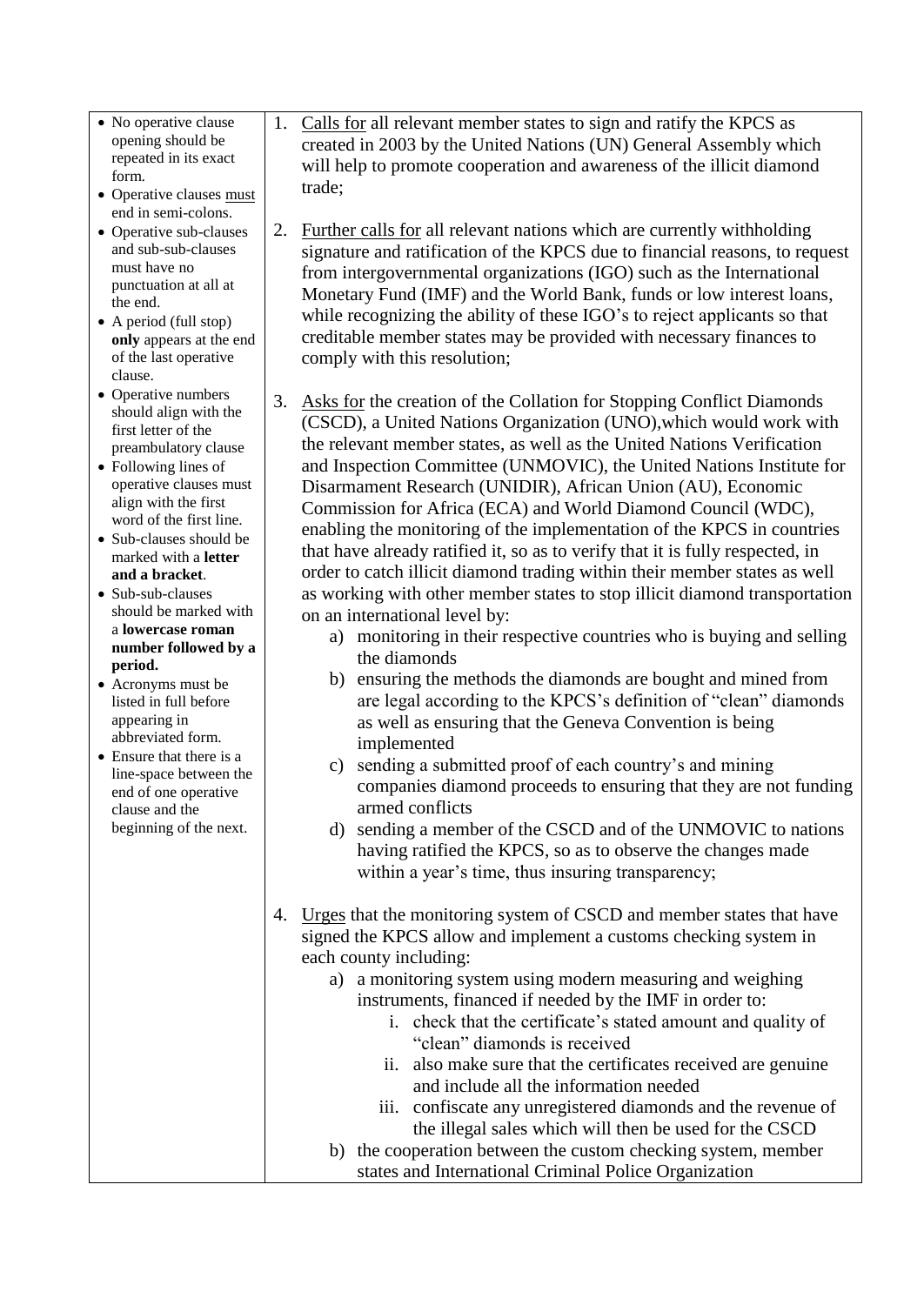| | |
|---|---|
| • No operative clause opening should be repeated in its exact form.<br>• Operative clauses <u>must</u> end in semi-colons.<br>• Operative sub-clauses and sub-sub-clauses must have no punctuation at all at the end.<br>• A period (full stop) **only** appears at the end of the last operative clause.<br>• Operative numbers should align with the first letter of the preambulatory clause<br>• Following lines of operative clauses must align with the first word of the first line.<br>• Sub-clauses should be marked with a **letter and a bracket**.<br>• Sub-sub-clauses should be marked with a **lowercase roman number followed by a period.**<br>• Acronyms must be listed in full before appearing in abbreviated form.<br>• Ensure that there is a line-space between the end of one operative clause and the beginning of the next. | 1. <u>Calls for</u> all relevant member states to sign and ratify the KPCS as created in 2003 by the United Nations (UN) General Assembly which will help to promote cooperation and awareness of the illicit diamond trade;<br><br>2. <u>Further calls for</u> all relevant nations which are currently withholding signature and ratification of the KPCS due to financial reasons, to request from intergovernmental organizations (IGO) such as the International Monetary Fund (IMF) and the World Bank, funds or low interest loans, while recognizing the ability of these IGO's to reject applicants so that creditable member states may be provided with necessary finances to comply with this resolution;<br><br>3. <u>Asks for</u> the creation of the Collation for Stopping Conflict Diamonds (CSCD), a United Nations Organization (UNO),which would work with the relevant member states, as well as the United Nations Verification and Inspection Committee (UNMOVIC), the United Nations Institute for Disarmament Research (UNIDIR), African Union (AU), Economic Commission for Africa (ECA) and World Diamond Council (WDC), enabling the monitoring of the implementation of the KPCS in countries that have already ratified it, so as to verify that it is fully respected, in order to catch illicit diamond trading within their member states as well as working with other member states to stop illicit diamond transportation on an international level by:<br>a) monitoring in their respective countries who is buying and selling the diamonds<br>b) ensuring the methods the diamonds are bought and mined from are legal according to the KPCS's definition of "clean" diamonds as well as ensuring that the Geneva Convention is being implemented<br>c) sending a submitted proof of each country's and mining companies diamond proceeds to ensuring that they are not funding armed conflicts<br>d) sending a member of the CSCD and of the UNMOVIC to nations having ratified the KPCS, so as to observe the changes made within a year's time, thus insuring transparency;<br><br>4. <u>Urges</u> that the monitoring system of CSCD and member states that have signed the KPCS allow and implement a customs checking system in each county including:<br>a) a monitoring system using modern measuring and weighing instruments, financed if needed by the IMF in order to:<br>i. check that the certificate's stated amount and quality of "clean" diamonds is received<br>ii. also make sure that the certificates received are genuine and include all the information needed<br>iii. confiscate any unregistered diamonds and the revenue of the illegal sales which will then be used for the CSCD<br>b) the cooperation between the custom checking system, member states and International Criminal Police Organization |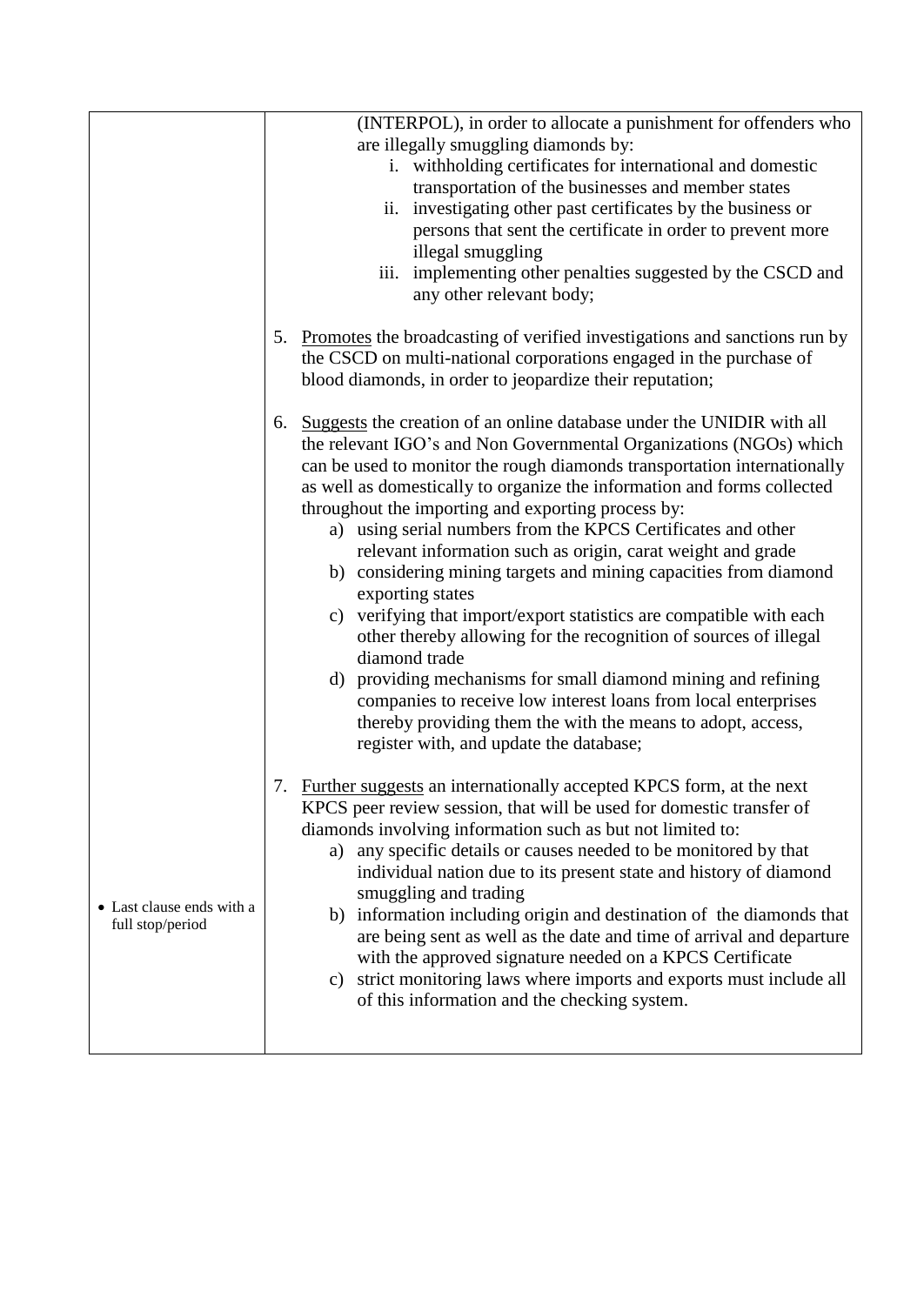| | |
|---|---|
| | (INTERPOL), in order to allocate a punishment for offenders who are illegally smuggling diamonds by:<br>i. withholding certificates for international and domestic transportation of the businesses and member states<br>ii. investigating other past certificates by the business or persons that sent the certificate in order to prevent more illegal smuggling<br>iii. implementing other penalties suggested by the CSCD and any other relevant body;<br><br>5. <u>Promotes</u> the broadcasting of verified investigations and sanctions run by the CSCD on multi-national corporations engaged in the purchase of blood diamonds, in order to jeopardize their reputation;<br><br>6. <u>Suggests</u> the creation of an online database under the UNIDIR with all the relevant IGO's and Non Governmental Organizations (NGOs) which can be used to monitor the rough diamonds transportation internationally as well as domestically to organize the information and forms collected throughout the importing and exporting process by:<br>a) using serial numbers from the KPCS Certificates and other relevant information such as origin, carat weight and grade<br>b) considering mining targets and mining capacities from diamond exporting states<br>c) verifying that import/export statistics are compatible with each other thereby allowing for the recognition of sources of illegal diamond trade<br>d) providing mechanisms for small diamond mining and refining companies to receive low interest loans from local enterprises thereby providing them the with the means to adopt, access, register with, and update the database; |
| • Last clause ends with a full stop/period | 7. <u>Further suggests</u> an internationally accepted KPCS form, at the next KPCS peer review session, that will be used for domestic transfer of diamonds involving information such as but not limited to:<br>a) any specific details or causes needed to be monitored by that individual nation due to its present state and history of diamond smuggling and trading<br>b) information including origin and destination of the diamonds that are being sent as well as the date and time of arrival and departure with the approved signature needed on a KPCS Certificate<br>c) strict monitoring laws where imports and exports must include all of this information and the checking system. |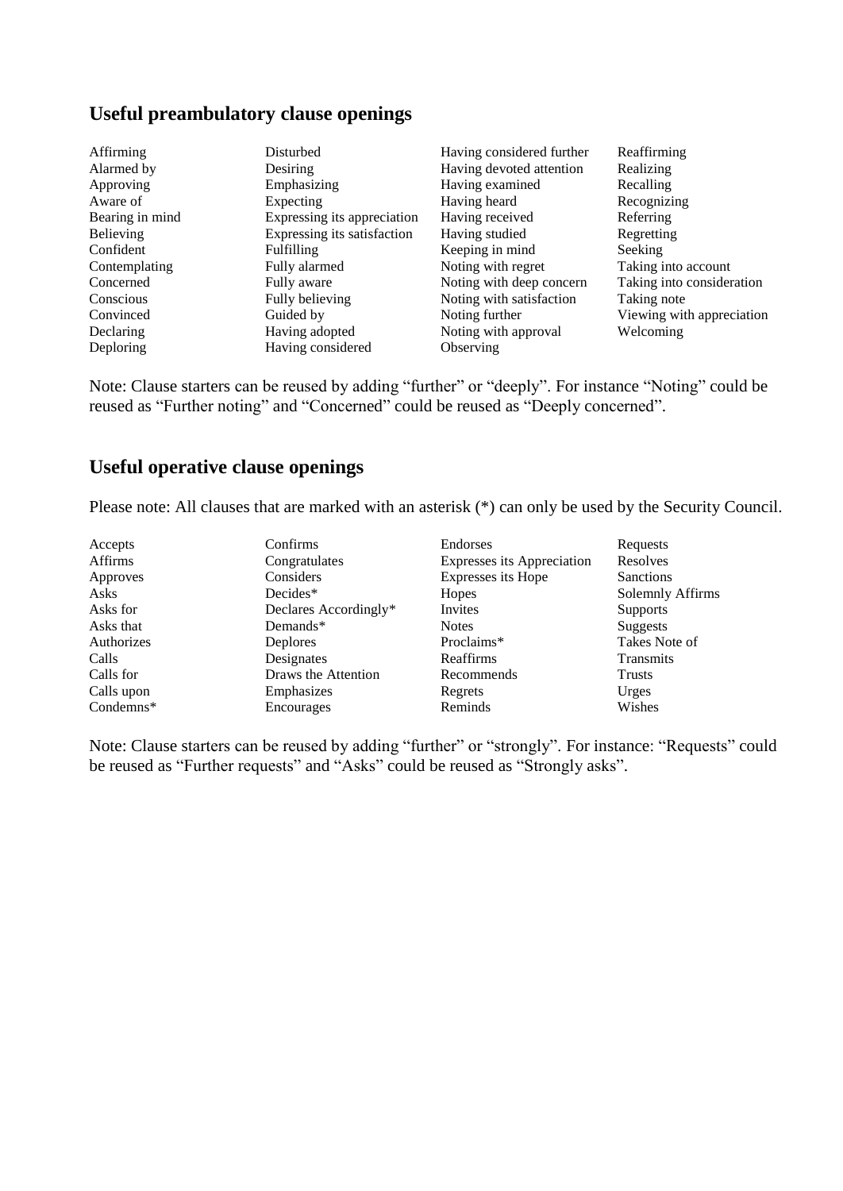## Useful preambulatory clause openings

| | | | |
|---|---|---|---|
| Affirming | Disturbed | Having considered further | Reaffirming |
| Alarmed by | Desiring | Having devoted attention | Realizing |
| Approving | Emphasizing | Having examined | Recalling |
| Aware of | Expecting | Having heard | Recognizing |
| Bearing in mind | Expressing its appreciation | Having received | Referring |
| Believing | Expressing its satisfaction | Having studied | Regretting |
| Confident | Fulfilling | Keeping in mind | Seeking |
| Contemplating | Fully alarmed | Noting with regret | Taking into account |
| Concerned | Fully aware | Noting with deep concern | Taking into consideration |
| Conscious | Fully believing | Noting with satisfaction | Taking note |
| Convinced | Guided by | Noting further | Viewing with appreciation |
| Declaring | Having adopted | Noting with approval | Welcoming |
| Deploring | Having considered | Observing | |

Note: Clause starters can be reused by adding "further" or "deeply". For instance "Noting" could be reused as "Further noting" and "Concerned" could be reused as "Deeply concerned".

## Useful operative clause openings

Please note: All clauses that are marked with an asterisk (*) can only be used by the Security Council.

| | | | |
|---|---|---|---|
| Accepts | Confirms | Endorses | Requests |
| Affirms | Congratulates | Expresses its Appreciation | Resolves |
| Approves | Considers | Expresses its Hope | Sanctions |
| Asks | Decides* | Hopes | Solemnly Affirms |
| Asks for | Declares Accordingly* | Invites | Supports |
| Asks that | Demands* | Notes | Suggests |
| Authorizes | Deplores | Proclaims* | Takes Note of |
| Calls | Designates | Reaffirms | Transmits |
| Calls for | Draws the Attention | Recommends | Trusts |
| Calls upon | Emphasizes | Regrets | Urges |
| Condemns* | Encourages | Reminds | Wishes |

Note: Clause starters can be reused by adding "further" or "strongly". For instance: "Requests" could be reused as "Further requests" and "Asks" could be reused as "Strongly asks".